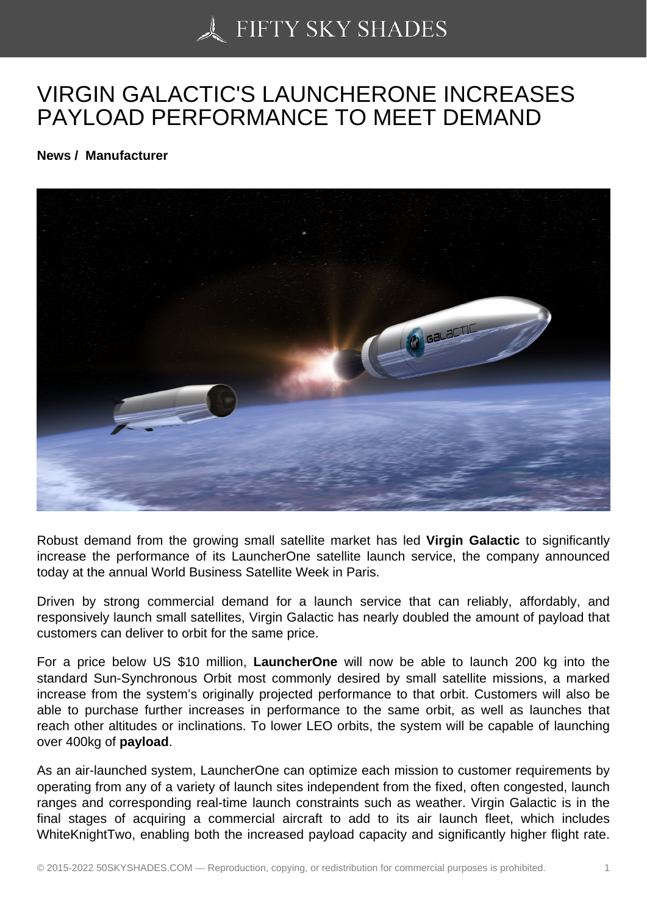# VIRGIN GALACTIC'S LAUNCHERONE INCREASES PAYLOAD PERFORMANCE TO MEET DEMAND

**News / Manufacturer**

Robust demand from the growing small satellite market has led **Virgin Galactic** to significantly increase the performance of its LauncherOne satellite launch service, the company announced today at the annual World Business Satellite Week in Paris.

Driven by strong commercial demand for a launch service that can reliably, affordably, and responsively launch small satellites, Virgin Galactic has nearly doubled the amount of payload that customers can deliver to orbit for the same price.

For a price below US $10 million, **LauncherOne** will now be able to launch 200 kg into the standard Sun-Synchronous Orbit most commonly desired by small satellite missions, a marked increase from the system's originally projected performance to that orbit. Customers will also be able to purchase further increases in performance to the same orbit, as well as launches that reach other altitudes or inclinations. To lower LEO orbits, the system will be capable of launching over 400kg of **payload**.

As an air-launched system, LauncherOne can optimize each mission to customer requirements by operating from any of a variety of launch sites independent from the fixed, often congested, launch ranges and corresponding real-time launch constraints such as weather. Virgin Galactic is in the final stages of acquiring a commercial aircraft to add to its air launch fleet, which includes WhiteKnightTwo, enabling both the increased payload capacity and significantly higher flight rate.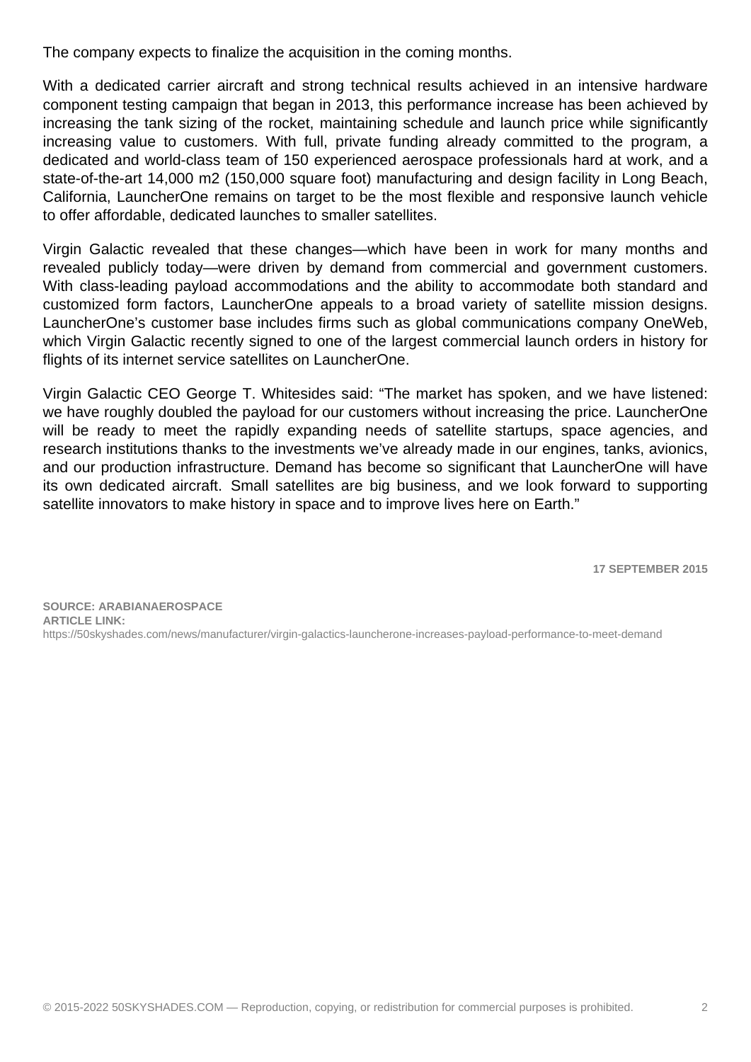The company expects to finalize the acquisition in the coming months.

With a dedicated carrier aircraft and strong technical results achieved in an intensive hardware component testing campaign that began in 2013, this performance increase has been achieved by increasing the tank sizing of the rocket, maintaining schedule and launch price while significantly increasing value to customers. With full, private funding already committed to the program, a dedicated and world-class team of 150 experienced aerospace professionals hard at work, and a state-of-the-art 14,000 m2 (150,000 square foot) manufacturing and design facility in Long Beach, California, LauncherOne remains on target to be the most flexible and responsive launch vehicle to offer affordable, dedicated launches to smaller satellites.

Virgin Galactic revealed that these changes—which have been in work for many months and revealed publicly today—were driven by demand from commercial and government customers. With class-leading payload accommodations and the ability to accommodate both standard and customized form factors, LauncherOne appeals to a broad variety of satellite mission designs. LauncherOne's customer base includes firms such as global communications company OneWeb, which Virgin Galactic recently signed to one of the largest commercial launch orders in history for flights of its internet service satellites on LauncherOne.

Virgin Galactic CEO George T. Whitesides said: "The market has spoken, and we have listened: we have roughly doubled the payload for our customers without increasing the price. LauncherOne will be ready to meet the rapidly expanding needs of satellite startups, space agencies, and research institutions thanks to the investments we've already made in our engines, tanks, avionics, and our production infrastructure. Demand has become so significant that LauncherOne will have its own dedicated aircraft. Small satellites are big business, and we look forward to supporting satellite innovators to make history in space and to improve lives here on Earth."

**17 SEPTEMBER 2015**

**SOURCE: ARABIANAEROSPACE**
**ARTICLE LINK:**
https://50skyshades.com/news/manufacturer/virgin-galactics-launcherone-increases-payload-performance-to-meet-demand